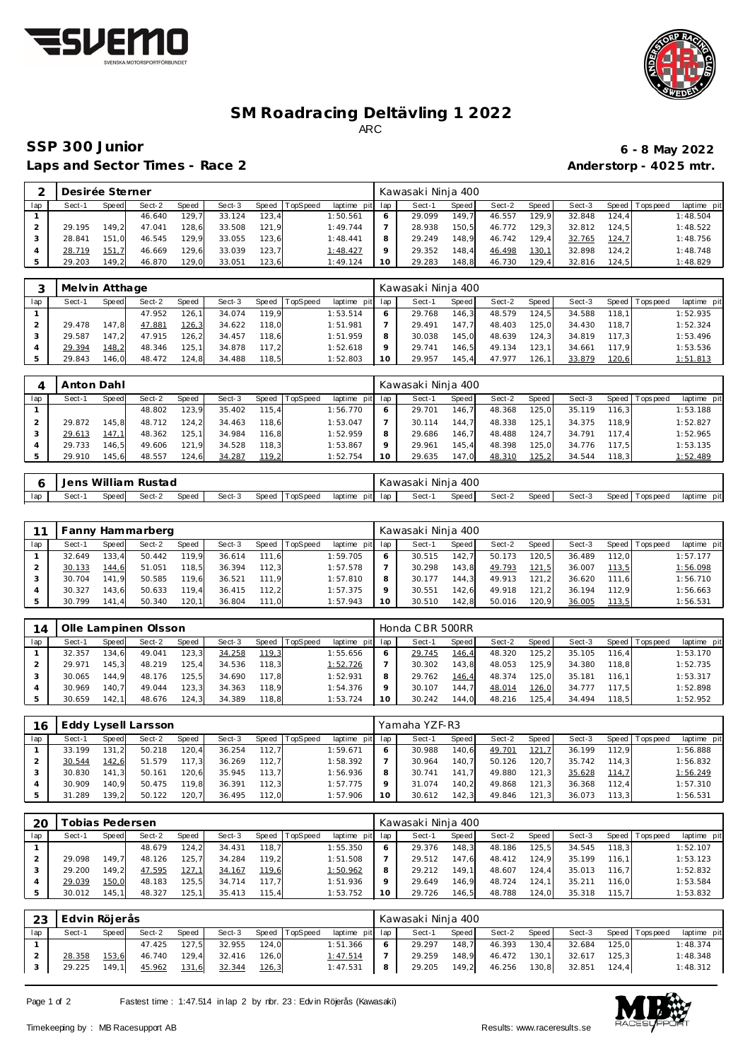# SM Roadracing Deltävling 1 2022

ARC

## SSP 300 Junior

**6 - 8 May 2022**

**Laps and Sector Times - Race 2**

**Anderstorp - 4025 mtr.**

| 2 | Desirée Sterner | | | | | | | | Kawasaki Ninja 400 | | | | | | | | |
|---|---|---|---|---|---|---|---|---|---|---|---|---|---|---|---|---|---|
| lap | Sect-1 | Speed | Sect-2 | Speed | Sect-3 | Speed | TopSpeed | laptime pit | lap | Sect-1 | Speed | Sect-2 | Speed | Sect-3 | Speed | Topspeed | laptime pit |
| 1 | | | 46.640 | 129,7 | 33.124 | 123,4 | | 1:50.561 | 6 | 29.099 | 149,7 | 46.557 | 129,9 | 32.848 | 124,4 | | 1:48.504 |
| 2 | 29.195 | 149,2 | 47.041 | 128,6 | 33.508 | 121,9 | | 1:49.744 | 7 | 28.938 | 150,5 | 46.772 | 129,3 | 32.812 | 124,5 | | 1:48.522 |
| 3 | 28.841 | 151,0 | 46.545 | 129,9 | 33.055 | 123,6 | | 1:48.441 | 8 | 29.249 | 148,9 | 46.742 | 129,4 | 32.765 | 124,7 | | 1:48.756 |
| 4 | 28.719 | 151,7 | 46.669 | 129,6 | 33.039 | 123,7 | | 1:48.427 | 9 | 29.352 | 148,4 | 46.498 | 130,1 | 32.898 | 124,2 | | 1:48.748 |
| 5 | 29.203 | 149,2 | 46.870 | 129,0 | 33.051 | 123,6 | | 1:49.124 | 10 | 29.283 | 148,8 | 46.730 | 129,4 | 32.816 | 124,5 | | 1:48.829 |

| 3 | Melvin Atthage | | | | | | | | Kawasaki Ninja 400 | | | | | | | | |
|---|---|---|---|---|---|---|---|---|---|---|---|---|---|---|---|---|---|
| lap | Sect-1 | Speed | Sect-2 | Speed | Sect-3 | Speed | TopSpeed | laptime pit | lap | Sect-1 | Speed | Sect-2 | Speed | Sect-3 | Speed | Topspeed | laptime pit |
| 1 | | | 47.952 | 126,1 | 34.074 | 119,9 | | 1:53.514 | 6 | 29.768 | 146,3 | 48.579 | 124,5 | 34.588 | 118,1 | | 1:52.935 |
| 2 | 29.478 | 147,8 | 47.881 | 126,3 | 34.622 | 118,0 | | 1:51.981 | 7 | 29.491 | 147,7 | 48.403 | 125,0 | 34.430 | 118,7 | | 1:52.324 |
| 3 | 29.587 | 147,2 | 47.915 | 126,2 | 34.457 | 118,6 | | 1:51.959 | 8 | 30.038 | 145,0 | 48.639 | 124,3 | 34.819 | 117,3 | | 1:53.496 |
| 4 | 29.394 | 148,2 | 48.346 | 125,1 | 34.878 | 117,2 | | 1:52.618 | 9 | 29.741 | 146,5 | 49.134 | 123,1 | 34.661 | 117,9 | | 1:53.536 |
| 5 | 29.843 | 146,0 | 48.472 | 124,8 | 34.488 | 118,5 | | 1:52.803 | 10 | 29.957 | 145,4 | 47.977 | 126,1 | 33.879 | 120,6 | | 1:51.813 |

| 4 | Anton Dahl | | | | | | | | Kawasaki Ninja 400 | | | | | | | | |
|---|---|---|---|---|---|---|---|---|---|---|---|---|---|---|---|---|---|
| lap | Sect-1 | Speed | Sect-2 | Speed | Sect-3 | Speed | TopSpeed | laptime pit | lap | Sect-1 | Speed | Sect-2 | Speed | Sect-3 | Speed | Topspeed | laptime pit |
| 1 | | | 48.802 | 123,9 | 35.402 | 115,4 | | 1:56.770 | 6 | 29.701 | 146,7 | 48.368 | 125,0 | 35.119 | 116,3 | | 1:53.188 |
| 2 | 29.872 | 145,8 | 48.712 | 124,2 | 34.463 | 118,6 | | 1:53.047 | 7 | 30.114 | 144,7 | 48.338 | 125,1 | 34.375 | 118,9 | | 1:52.827 |
| 3 | 29.613 | 147,1 | 48.362 | 125,1 | 34.984 | 116,8 | | 1:52.959 | 8 | 29.686 | 146,7 | 48.488 | 124,7 | 34.791 | 117,4 | | 1:52.965 |
| 4 | 29.733 | 146,5 | 49.606 | 121,9 | 34.528 | 118,3 | | 1:53.867 | 9 | 29.961 | 145,4 | 48.398 | 125,0 | 34.776 | 117,5 | | 1:53.135 |
| 5 | 29.910 | 145,6 | 48.557 | 124,6 | 34.287 | 119,2 | | 1:52.754 | 10 | 29.635 | 147,0 | 48.310 | 125,2 | 34.544 | 118,3 | | 1:52.489 |

| 6 | Jens William Rustad | | | | | | | | Kawasaki Ninja 400 | | | | | | | | |
|---|---|---|---|---|---|---|---|---|---|---|---|---|---|---|---|---|---|
| lap | Sect-1 | Speed | Sect-2 | Speed | Sect-3 | Speed | TopSpeed | laptime pit | lap | Sect-1 | Speed | Sect-2 | Speed | Sect-3 | Speed | Topspeed | laptime pit |

| 11 | Fanny Hammarberg | | | | | | | | Kawasaki Ninja 400 | | | | | | | | |
|---|---|---|---|---|---|---|---|---|---|---|---|---|---|---|---|---|---|
| lap | Sect-1 | Speed | Sect-2 | Speed | Sect-3 | Speed | TopSpeed | laptime pit | lap | Sect-1 | Speed | Sect-2 | Speed | Sect-3 | Speed | Topspeed | laptime pit |
| 1 | 32.649 | 133,4 | 50.442 | 119,9 | 36.614 | 111,6 | | 1:59.705 | 6 | 30.515 | 142,7 | 50.173 | 120,5 | 36.489 | 112,0 | | 1:57.177 |
| 2 | 30.133 | 144,6 | 51.051 | 118,5 | 36.394 | 112,3 | | 1:57.578 | 7 | 30.298 | 143,8 | 49.793 | 121,5 | 36.007 | 113,5 | | 1:56.098 |
| 3 | 30.704 | 141,9 | 50.585 | 119,6 | 36.521 | 111,9 | | 1:57.810 | 8 | 30.177 | 144,3 | 49.913 | 121,2 | 36.620 | 111,6 | | 1:56.710 |
| 4 | 30.327 | 143,6 | 50.633 | 119,4 | 36.415 | 112,2 | | 1:57.375 | 9 | 30.551 | 142,6 | 49.918 | 121,2 | 36.194 | 112,9 | | 1:56.663 |
| 5 | 30.799 | 141,4 | 50.340 | 120,1 | 36.804 | 111,0 | | 1:57.943 | 10 | 30.510 | 142,8 | 50.016 | 120,9 | 36.005 | 113,5 | | 1:56.531 |

| 14 | Olle Lampinen Olsson | | | | | | | | Honda CBR 500RR | | | | | | | | |
|---|---|---|---|---|---|---|---|---|---|---|---|---|---|---|---|---|---|
| lap | Sect-1 | Speed | Sect-2 | Speed | Sect-3 | Speed | TopSpeed | laptime pit | lap | Sect-1 | Speed | Sect-2 | Speed | Sect-3 | Speed | Topspeed | laptime pit |
| 1 | 32.357 | 134,6 | 49.041 | 123,3 | 34.258 | 119,3 | | 1:55.656 | 6 | 29.745 | 146,4 | 48.320 | 125,2 | 35.105 | 116,4 | | 1:53.170 |
| 2 | 29.971 | 145,3 | 48.219 | 125,4 | 34.536 | 118,3 | | 1:52.726 | 7 | 30.302 | 143,8 | 48.053 | 125,9 | 34.380 | 118,8 | | 1:52.735 |
| 3 | 30.065 | 144,9 | 48.176 | 125,5 | 34.690 | 117,8 | | 1:52.931 | 8 | 29.762 | 146,4 | 48.374 | 125,0 | 35.181 | 116,1 | | 1:53.317 |
| 4 | 30.969 | 140,7 | 49.044 | 123,3 | 34.363 | 118,9 | | 1:54.376 | 9 | 30.107 | 144,7 | 48.014 | 126,0 | 34.777 | 117,5 | | 1:52.898 |
| 5 | 30.659 | 142,1 | 48.676 | 124,3 | 34.389 | 118,8 | | 1:53.724 | 10 | 30.242 | 144,0 | 48.216 | 125,4 | 34.494 | 118,5 | | 1:52.952 |

| 16 | Eddy Lysell Larsson | | | | | | | | Yamaha YZF-R3 | | | | | | | | |
|---|---|---|---|---|---|---|---|---|---|---|---|---|---|---|---|---|---|
| lap | Sect-1 | Speed | Sect-2 | Speed | Sect-3 | Speed | TopSpeed | laptime pit | lap | Sect-1 | Speed | Sect-2 | Speed | Sect-3 | Speed | Topspeed | laptime pit |
| 1 | 33.199 | 131,2 | 50.218 | 120,4 | 36.254 | 112,7 | | 1:59.671 | 6 | 30.988 | 140,6 | 49.701 | 121,7 | 36.199 | 112,9 | | 1:56.888 |
| 2 | 30.544 | 142,6 | 51.579 | 117,3 | 36.269 | 112,7 | | 1:58.392 | 7 | 30.964 | 140,7 | 50.126 | 120,7 | 35.742 | 114,3 | | 1:56.832 |
| 3 | 30.830 | 141,3 | 50.161 | 120,6 | 35.945 | 113,7 | | 1:56.936 | 8 | 30.741 | 141,7 | 49.880 | 121,3 | 35.628 | 114,7 | | 1:56.249 |
| 4 | 30.909 | 140,9 | 50.475 | 119,8 | 36.391 | 112,3 | | 1:57.775 | 9 | 31.074 | 140,2 | 49.868 | 121,3 | 36.368 | 112,4 | | 1:57.310 |
| 5 | 31.289 | 139,2 | 50.122 | 120,7 | 36.495 | 112,0 | | 1:57.906 | 10 | 30.612 | 142,3 | 49.846 | 121,3 | 36.073 | 113,3 | | 1:56.531 |

| 20 | Tobias Pedersen | | | | | | | | Kawasaki Ninja 400 | | | | | | | | |
|---|---|---|---|---|---|---|---|---|---|---|---|---|---|---|---|---|---|
| lap | Sect-1 | Speed | Sect-2 | Speed | Sect-3 | Speed | TopSpeed | laptime pit | lap | Sect-1 | Speed | Sect-2 | Speed | Sect-3 | Speed | Topspeed | laptime pit |
| 1 | | | 48.679 | 124,2 | 34.431 | 118,7 | | 1:55.350 | 6 | 29.376 | 148,3 | 48.186 | 125,5 | 34.545 | 118,3 | | 1:52.107 |
| 2 | 29.098 | 149,7 | 48.126 | 125,7 | 34.284 | 119,2 | | 1:51.508 | 7 | 29.512 | 147,6 | 48.412 | 124,9 | 35.199 | 116,1 | | 1:53.123 |
| 3 | 29.200 | 149,2 | 47.595 | 127,1 | 34.167 | 119,6 | | 1:50.962 | 8 | 29.212 | 149,1 | 48.607 | 124,4 | 35.013 | 116,7 | | 1:52.832 |
| 4 | 29.039 | 150,0 | 48.183 | 125,5 | 34.714 | 117,7 | | 1:51.936 | 9 | 29.649 | 146,9 | 48.724 | 124,1 | 35.211 | 116,0 | | 1:53.584 |
| 5 | 30.012 | 145,1 | 48.327 | 125,1 | 35.413 | 115,4 | | 1:53.752 | 10 | 29.726 | 146,5 | 48.788 | 124,0 | 35.318 | 115,7 | | 1:53.832 |

| 23 | Edvin Röjerås | | | | | | | | Kawasaki Ninja 400 | | | | | | | | |
|---|---|---|---|---|---|---|---|---|---|---|---|---|---|---|---|---|---|
| lap | Sect-1 | Speed | Sect-2 | Speed | Sect-3 | Speed | TopSpeed | laptime pit | lap | Sect-1 | Speed | Sect-2 | Speed | Sect-3 | Speed | Topspeed | laptime pit |
| 1 | | | 47.425 | 127,5 | 32.955 | 124,0 | | 1:51.366 | 6 | 29.297 | 148,7 | 46.393 | 130,4 | 32.684 | 125,0 | | 1:48.374 |
| 2 | 28.358 | 153,6 | 46.740 | 129,4 | 32.416 | 126,0 | | 1:47.514 | 7 | 29.259 | 148,9 | 46.472 | 130,1 | 32.617 | 125,3 | | 1:48.348 |
| 3 | 29.225 | 149,1 | 45.962 | 131,6 | 32.344 | 126,3 | | 1:47.531 | 8 | 29.205 | 149,2 | 46.256 | 130,8 | 32.851 | 124,4 | | 1:48.312 |

Fastest time : 1:47.514 in lap 2 by nbr. 23 : Edvin Röjerås (Kawasaki)

Timekeeping by : MB Racesupport AB

Results: www.raceresults.se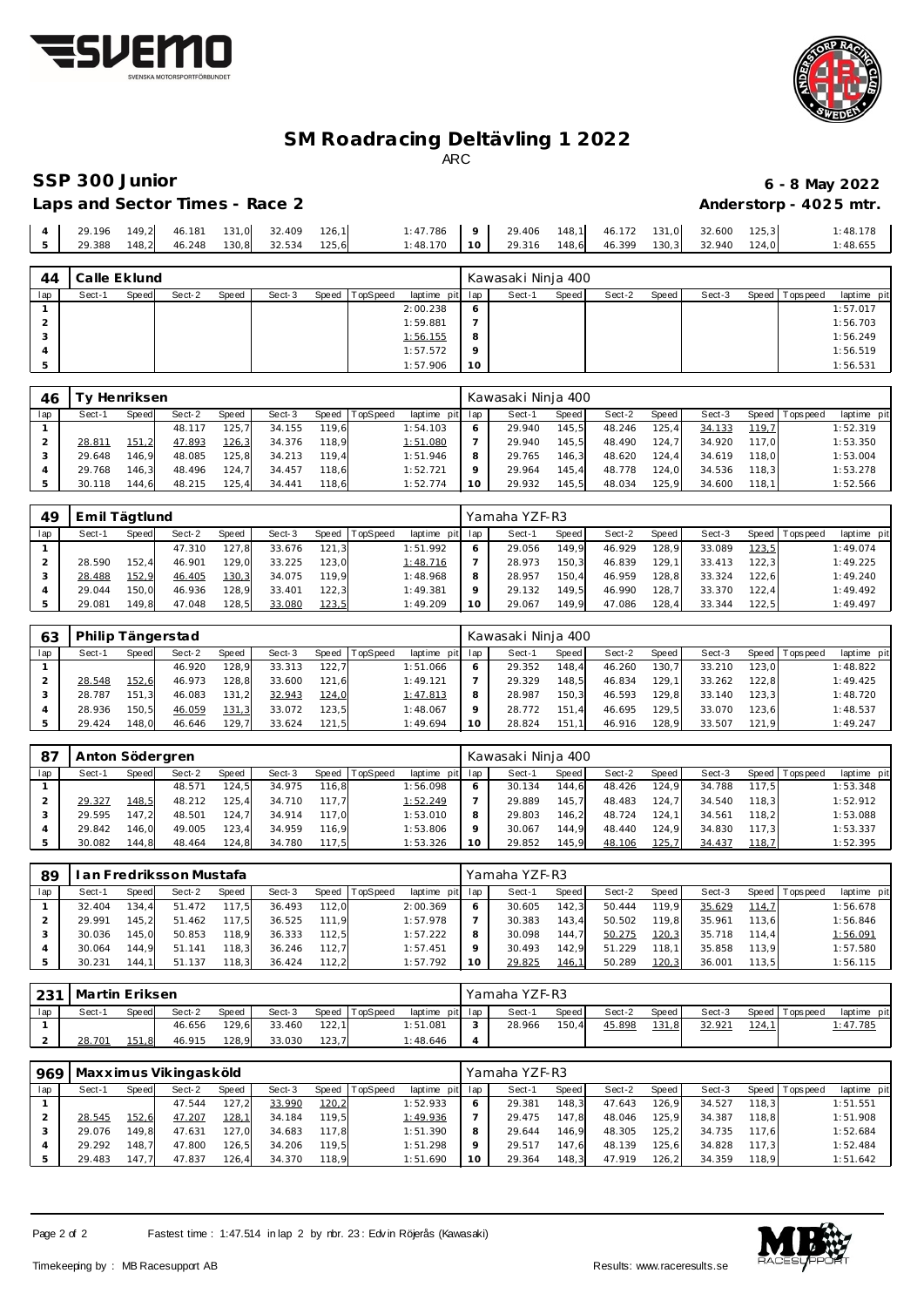# SM Roadracing Deltävling 1 2022

ARC

## SSP 300 Junior

6 - 8 May 2022

Laps and Sector Times - Race 2

Anderstorp - 4025 mtr.

| | | | | | | | | | | | | | | | | | | |
|---|---|---|---|---|---|---|---|---|---|---|---|---|---|---|---|---|---|---|
| 4 | 29.196 | 149,2 | 46.181 | 131,0 | 32.409 | 126,1 | | 1:47.786 | 9 | 29.406 | 148,1 | 46.172 | 131,0 | 32.600 | 125,3 | | 1:48.178 |
| 5 | 29.388 | 148,2 | 46.248 | 130,8 | 32.534 | 125,6 | | 1:48.170 | 10 | 29.316 | 148,6 | 46.399 | 130,3 | 32.940 | 124,0 | | 1:48.655 |

| 44 | Calle Eklund | | | | | | | | Kawasaki Ninja 400 | | | | | | | | |
|---|---|---|---|---|---|---|---|---|---|---|---|---|---|---|---|---|---|
| lap | Sect-1 | Speed | Sect-2 | Speed | Sect-3 | Speed | TopSpeed | laptime pit | lap | Sect-1 | Speed | Sect-2 | Speed | Sect-3 | Speed | Topspeed | laptime pit |
| 1 | | | | | | | | 2:00.238 | 6 | | | | | | | | 1:57.017 |
| 2 | | | | | | | | 1:59.881 | 7 | | | | | | | | 1:56.703 |
| 3 | | | | | | | | 1:56.155 | 8 | | | | | | | | 1:56.249 |
| 4 | | | | | | | | 1:57.572 | 9 | | | | | | | | 1:56.519 |
| 5 | | | | | | | | 1:57.906 | 10 | | | | | | | | 1:56.531 |

| 46 | Ty Henriksen | | | | | | | | Kawasaki Ninja 400 | | | | | | | | |
|---|---|---|---|---|---|---|---|---|---|---|---|---|---|---|---|---|---|
| lap | Sect-1 | Speed | Sect-2 | Speed | Sect-3 | Speed | TopSpeed | laptime pit | lap | Sect-1 | Speed | Sect-2 | Speed | Sect-3 | Speed | Topspeed | laptime pit |
| 1 | | | 48.117 | 125,7 | 34.155 | 119,6 | | 1:54.103 | 6 | 29.940 | 145,5 | 48.246 | 125,4 | 34.133 | 119,7 | | 1:52.319 |
| 2 | 28.811 | 151,2 | 47.893 | 126,3 | 34.376 | 118,9 | | 1:51.080 | 7 | 29.940 | 145,5 | 48.490 | 124,7 | 34.920 | 117,0 | | 1:53.350 |
| 3 | 29.648 | 146,9 | 48.085 | 125,8 | 34.213 | 119,4 | | 1:51.946 | 8 | 29.765 | 146,3 | 48.620 | 124,4 | 34.619 | 118,0 | | 1:53.004 |
| 4 | 29.768 | 146,3 | 48.496 | 124,7 | 34.457 | 118,6 | | 1:52.721 | 9 | 29.964 | 145,4 | 48.778 | 124,0 | 34.536 | 118,3 | | 1:53.278 |
| 5 | 30.118 | 144,6 | 48.215 | 125,4 | 34.441 | 118,6 | | 1:52.774 | 10 | 29.932 | 145,5 | 48.034 | 125,9 | 34.600 | 118,1 | | 1:52.566 |

| 49 | Emil Tägtlund | | | | | | | | Yamaha YZF-R3 | | | | | | | | |
|---|---|---|---|---|---|---|---|---|---|---|---|---|---|---|---|---|---|
| lap | Sect-1 | Speed | Sect-2 | Speed | Sect-3 | Speed | TopSpeed | laptime pit | lap | Sect-1 | Speed | Sect-2 | Speed | Sect-3 | Speed | Topspeed | laptime pit |
| 1 | | | 47.310 | 127,8 | 33.676 | 121,3 | | 1:51.992 | 6 | 29.056 | 149,9 | 46.929 | 128,9 | 33.089 | 123,5 | | 1:49.074 |
| 2 | 28.590 | 152,4 | 46.901 | 129,0 | 33.225 | 123,0 | | 1:48.716 | 7 | 28.973 | 150,3 | 46.839 | 129,1 | 33.413 | 122,3 | | 1:49.225 |
| 3 | 28.488 | 152,9 | 46.405 | 130,3 | 34.075 | 119,9 | | 1:48.968 | 8 | 28.957 | 150,4 | 46.959 | 128,8 | 33.324 | 122,6 | | 1:49.240 |
| 4 | 29.044 | 150,0 | 46.936 | 128,9 | 33.401 | 122,3 | | 1:49.381 | 9 | 29.132 | 149,5 | 46.990 | 128,7 | 33.370 | 122,4 | | 1:49.492 |
| 5 | 29.081 | 149,8 | 47.048 | 128,5 | 33.080 | 123,5 | | 1:49.209 | 10 | 29.067 | 149,9 | 47.086 | 128,4 | 33.344 | 122,5 | | 1:49.497 |

| 63 | Philip Tängerstad | | | | | | | | Kawasaki Ninja 400 | | | | | | | | |
|---|---|---|---|---|---|---|---|---|---|---|---|---|---|---|---|---|---|
| lap | Sect-1 | Speed | Sect-2 | Speed | Sect-3 | Speed | TopSpeed | laptime pit | lap | Sect-1 | Speed | Sect-2 | Speed | Sect-3 | Speed | Topspeed | laptime pit |
| 1 | | | 46.920 | 128,9 | 33.313 | 122,7 | | 1:51.066 | 6 | 29.352 | 148,4 | 46.260 | 130,7 | 33.210 | 123,0 | | 1:48.822 |
| 2 | 28.548 | 152,6 | 46.973 | 128,8 | 33.600 | 121,6 | | 1:49.121 | 7 | 29.329 | 148,5 | 46.834 | 129,1 | 33.262 | 122,8 | | 1:49.425 |
| 3 | 28.787 | 151,3 | 46.083 | 131,2 | 32.943 | 124,0 | | 1:47.813 | 8 | 28.987 | 150,3 | 46.593 | 129,8 | 33.140 | 123,3 | | 1:48.720 |
| 4 | 28.936 | 150,5 | 46.059 | 131,3 | 33.072 | 123,5 | | 1:48.067 | 9 | 28.772 | 151,4 | 46.695 | 129,5 | 33.070 | 123,6 | | 1:48.537 |
| 5 | 29.424 | 148,0 | 46.646 | 129,7 | 33.624 | 121,5 | | 1:49.694 | 10 | 28.824 | 151,1 | 46.916 | 128,9 | 33.507 | 121,9 | | 1:49.247 |

| 87 | Anton Södergren | | | | | | | | Kawasaki Ninja 400 | | | | | | | | |
|---|---|---|---|---|---|---|---|---|---|---|---|---|---|---|---|---|---|
| lap | Sect-1 | Speed | Sect-2 | Speed | Sect-3 | Speed | TopSpeed | laptime pit | lap | Sect-1 | Speed | Sect-2 | Speed | Sect-3 | Speed | Topspeed | laptime pit |
| 1 | | | 48.571 | 124,5 | 34.975 | 116,8 | | 1:56.098 | 6 | 30.134 | 144,6 | 48.426 | 124,9 | 34.788 | 117,5 | | 1:53.348 |
| 2 | 29.327 | 148,5 | 48.212 | 125,4 | 34.710 | 117,7 | | 1:52.249 | 7 | 29.889 | 145,7 | 48.483 | 124,7 | 34.540 | 118,3 | | 1:52.912 |
| 3 | 29.595 | 147,2 | 48.501 | 124,7 | 34.914 | 117,0 | | 1:53.010 | 8 | 29.803 | 146,2 | 48.724 | 124,1 | 34.561 | 118,2 | | 1:53.088 |
| 4 | 29.842 | 146,0 | 49.005 | 123,4 | 34.959 | 116,9 | | 1:53.806 | 9 | 30.067 | 144,9 | 48.440 | 124,9 | 34.830 | 117,3 | | 1:53.337 |
| 5 | 30.082 | 144,8 | 48.464 | 124,8 | 34.780 | 117,5 | | 1:53.326 | 10 | 29.852 | 145,9 | 48.106 | 125,7 | 34.437 | 118,7 | | 1:52.395 |

| 89 | Ian Fredriksson Mustafa | | | | | | | | Yamaha YZF-R3 | | | | | | | | |
|---|---|---|---|---|---|---|---|---|---|---|---|---|---|---|---|---|---|
| lap | Sect-1 | Speed | Sect-2 | Speed | Sect-3 | Speed | TopSpeed | laptime pit | lap | Sect-1 | Speed | Sect-2 | Speed | Sect-3 | Speed | Topspeed | laptime pit |
| 1 | 32.404 | 134,4 | 51.472 | 117,5 | 36.493 | 112,0 | | 2:00.369 | 6 | 30.605 | 142,3 | 50.444 | 119,9 | 35.629 | 114,7 | | 1:56.678 |
| 2 | 29.991 | 145,2 | 51.462 | 117,5 | 36.525 | 111,9 | | 1:57.978 | 7 | 30.383 | 143,4 | 50.502 | 119,8 | 35.961 | 113,6 | | 1:56.846 |
| 3 | 30.036 | 145,0 | 50.853 | 118,9 | 36.333 | 112,5 | | 1:57.222 | 8 | 30.098 | 144,7 | 50.275 | 120,3 | 35.718 | 114,4 | | 1:56.091 |
| 4 | 30.064 | 144,9 | 51.141 | 118,3 | 36.246 | 112,7 | | 1:57.451 | 9 | 30.493 | 142,9 | 51.229 | 118,1 | 35.858 | 113,9 | | 1:57.580 |
| 5 | 30.231 | 144,1 | 51.137 | 118,3 | 36.424 | 112,2 | | 1:57.792 | 10 | 29.825 | 146,1 | 50.289 | 120,3 | 36.001 | 113,5 | | 1:56.115 |

| 231 | Martin Eriksen | | | | | | | | Yamaha YZF-R3 | | | | | | | | |
|---|---|---|---|---|---|---|---|---|---|---|---|---|---|---|---|---|---|
| lap | Sect-1 | Speed | Sect-2 | Speed | Sect-3 | Speed | TopSpeed | laptime pit | lap | Sect-1 | Speed | Sect-2 | Speed | Sect-3 | Speed | Topspeed | laptime pit |
| 1 | | | 46.656 | 129,6 | 33.460 | 122,1 | | 1:51.081 | 3 | 28.966 | 150,4 | 45.898 | 131,8 | 32.921 | 124,1 | | 1:47.785 |
| 2 | 28.701 | 151,8 | 46.915 | 128,9 | 33.030 | 123,7 | | 1:48.646 | 4 | | | | | | | | |

| 969 | Maxximus Vikingasköld | | | | | | | | Yamaha YZF-R3 | | | | | | | | |
|---|---|---|---|---|---|---|---|---|---|---|---|---|---|---|---|---|---|
| lap | Sect-1 | Speed | Sect-2 | Speed | Sect-3 | Speed | TopSpeed | laptime pit | lap | Sect-1 | Speed | Sect-2 | Speed | Sect-3 | Speed | Topspeed | laptime pit |
| 1 | | | 47.544 | 127,2 | 33.990 | 120,2 | | 1:52.933 | 6 | 29.381 | 148,3 | 47.643 | 126,9 | 34.527 | 118,3 | | 1:51.551 |
| 2 | 28.545 | 152,6 | 47.207 | 128,1 | 34.184 | 119,5 | | 1:49.936 | 7 | 29.475 | 147,8 | 48.046 | 125,9 | 34.387 | 118,8 | | 1:51.908 |
| 3 | 29.076 | 149,8 | 47.631 | 127,0 | 34.683 | 117,8 | | 1:51.390 | 8 | 29.644 | 146,9 | 48.305 | 125,2 | 34.735 | 117,6 | | 1:52.684 |
| 4 | 29.292 | 148,7 | 47.800 | 126,5 | 34.206 | 119,5 | | 1:51.298 | 9 | 29.517 | 147,6 | 48.139 | 125,6 | 34.828 | 117,3 | | 1:52.484 |
| 5 | 29.483 | 147,7 | 47.837 | 126,4 | 34.370 | 118,9 | | 1:51.690 | 10 | 29.364 | 148,3 | 47.919 | 126,2 | 34.359 | 118,9 | | 1:51.642 |

Fastest time : 1:47.514 in lap 2 by nbr. 23 : Edvin Röjerås (Kawasaki)

Timekeeping by : MB Racesupport AB

Results: www.raceresults.se